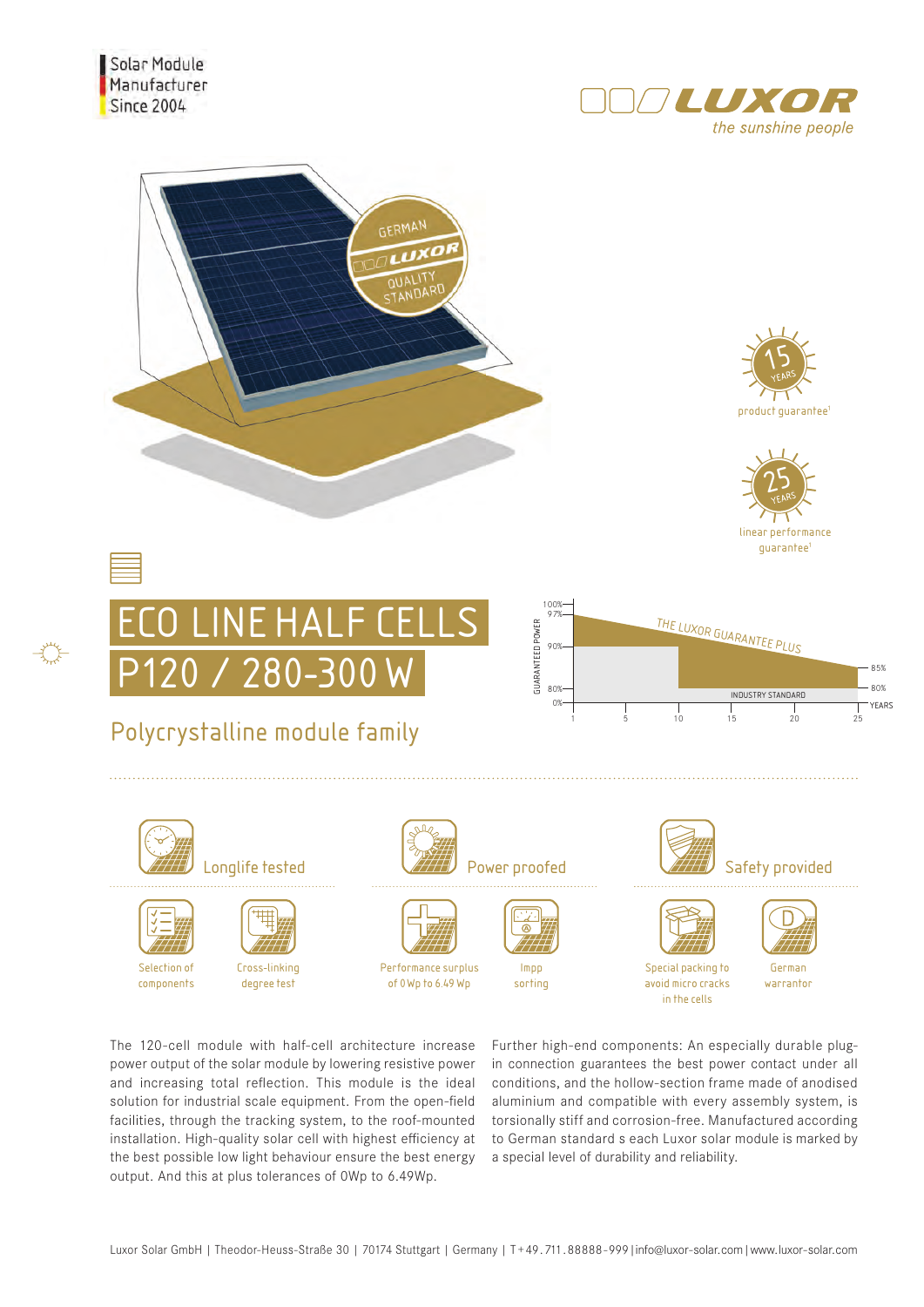Solar Module Manufacturer Since 2004

LUXOR
the sunshine people

GERMAN LUXOR QUALITY STANDARD

15 YEARS product guarantee[1]

25 YEARS linear performance guarantee[1]

# ECO LINE HALF CELLS P120 / 280-300 W

## Polycrystalline module family

GUARANTEED POWER: 100%, 97%, 90%, 80%, 0% — THE LUXOR GUARANTEE PLUS — INDUSTRY STANDARD — 85%, 80% — YEARS: 1, 5, 10, 15, 20, 25

### Longlife tested

- Selection of components
- Cross-linking degree test

### Power proofed

- Performance surplus of 0 Wp to 6.49 Wp
- Impp sorting

### Safety provided

- Special packing to avoid micro cracks in the cells
- German warrantor

The 120-cell module with half-cell architecture increase power output of the solar module by lowering resistive power and increasing total reflection. This module is the ideal solution for industrial scale equipment. From the open-field facilities, through the tracking system, to the roof-mounted installation. High-quality solar cell with highest efficiency at the best possible low light behaviour ensure the best energy output. And this at plus tolerances of 0Wp to 6.49Wp.

Further high-end components: An especially durable plug-in connection guarantees the best power contact under all conditions, and the hollow-section frame made of anodised aluminium and compatible with every assembly system, is torsionally stiff and corrosion-free. Manufactured according to German standard s each Luxor solar module is marked by a special level of durability and reliability.

Luxor Solar GmbH | Theodor-Heuss-Straße 30 | 70174 Stuttgart | Germany | T+49.711.88888-999 | info@luxor-solar.com | www.luxor-solar.com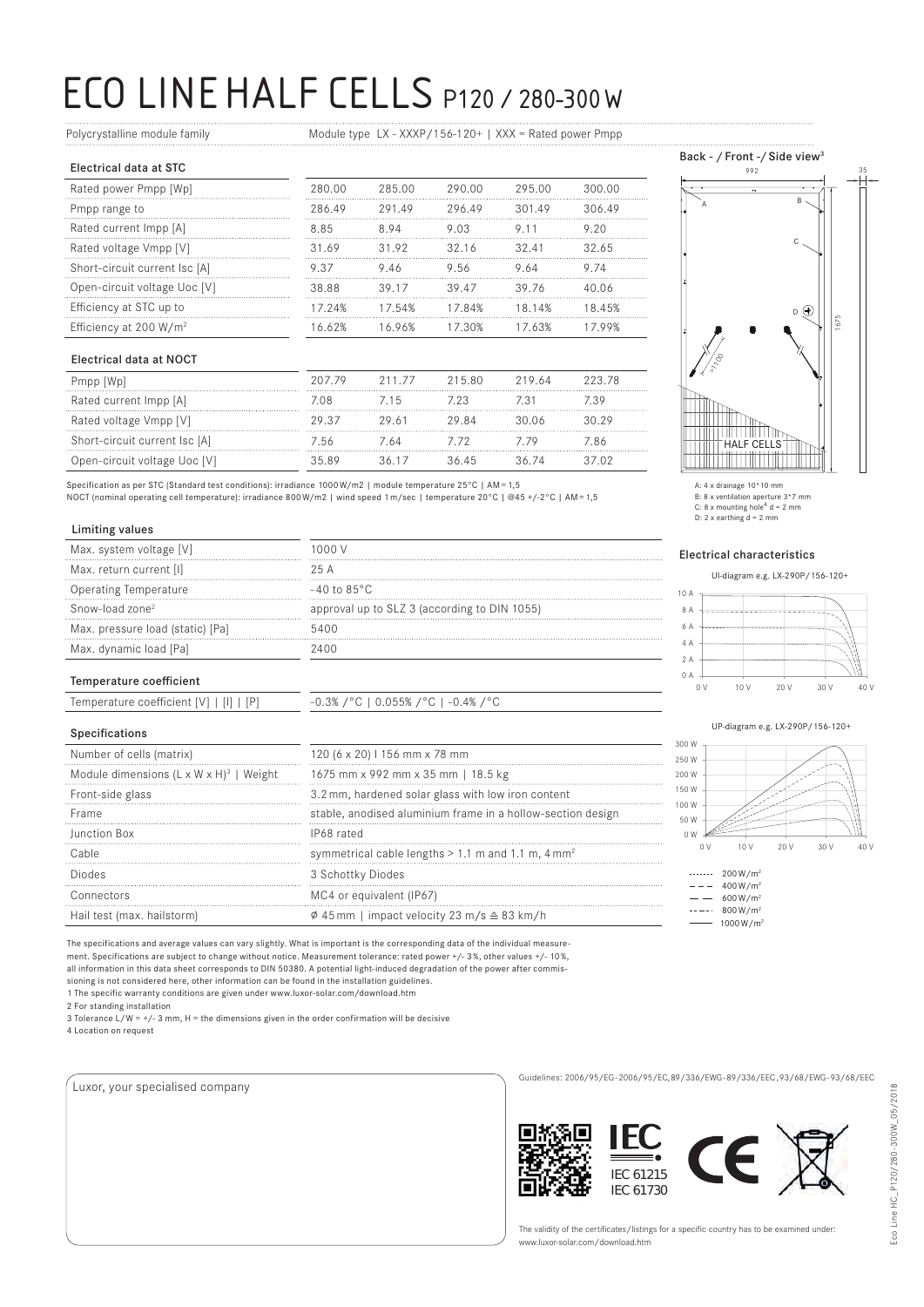# ECO LINE HALF CELLS P120 / 280-300 W

Polycrystalline module family

Module type LX - XXXP/156-120+ | XXX = Rated power Pmpp

### Electrical data at STC

| | | | | | |
|---|---|---|---|---|---|
| Rated power Pmpp [Wp] | 280.00 | 285.00 | 290.00 | 295.00 | 300.00 |
| Pmpp range to | 286.49 | 291.49 | 296.49 | 301.49 | 306.49 |
| Rated current Impp [A] | 8.85 | 8.94 | 9.03 | 9.11 | 9.20 |
| Rated voltage Vmpp [V] | 31.69 | 31.92 | 32.16 | 32.41 | 32.65 |
| Short-circuit current Isc [A] | 9.37 | 9.46 | 9.56 | 9.64 | 9.74 |
| Open-circuit voltage Uoc [V] | 38.88 | 39.17 | 39.47 | 39.76 | 40.06 |
| Efficiency at STC up to | 17.24% | 17.54% | 17.84% | 18.14% | 18.45% |
| Efficiency at 200 W/m² | 16.62% | 16.96% | 17.30% | 17.63% | 17.99% |

### Electrical data at NOCT

| | | | | | |
|---|---|---|---|---|---|
| Pmpp [Wp] | 207.79 | 211.77 | 215.80 | 219.64 | 223.78 |
| Rated current Impp [A] | 7.08 | 7.15 | 7.23 | 7.31 | 7.39 |
| Rated voltage Vmpp [V] | 29.37 | 29.61 | 29.84 | 30.06 | 30.29 |
| Short-circuit current Isc [A] | 7.56 | 7.64 | 7.72 | 7.79 | 7.86 |
| Open-circuit voltage Uoc [V] | 35.89 | 36.17 | 36.45 | 36.74 | 37.02 |

Specification as per STC (Standard test conditions): irradiance 1000 W/m2 | module temperature 25°C | AM = 1,5
NOCT (nominal operating cell temperature): irradiance 800 W/m2 | wind speed 1 m/sec | temperature 20°C | @45 +/-2°C | AM = 1,5

### Back - / Front -/ Side view[3]

992

35

1675

>1100

HALF CELLS

A: 4 x drainage 10*10 mm
B: 8 x ventilation aperture 3*7 mm
C: 8 x mounting hole[4] d = 2 mm
D: 2 x earthing d = 2 mm

### Limiting values

| | |
|---|---|
| Max. system voltage [V] | 1000 V |
| Max. return current [I] | 25 A |
| Operating Temperature | -40 to 85°C |
| Snow-load zone[2] | approval up to SLZ 3 (according to DIN 1055) |
| Max. pressure load (static) [Pa] | 5400 |
| Max. dynamic load [Pa] | 2400 |

### Temperature coefficient

| | |
|---|---|
| Temperature coefficient [V] \| [I] \| [P] | -0.3% /°C \| 0.055% /°C \| -0.4% /°C |

### Specifications

| | |
|---|---|
| Number of cells (matrix) | 120 (6 x 20) I 156 mm x 78 mm |
| Module dimensions (L x W x H)[3] \| Weight | 1675 mm x 992 mm x 35 mm \| 18.5 kg |
| Front-side glass | 3.2 mm, hardened solar glass with low iron content |
| Frame | stable, anodised aluminium frame in a hollow-section design |
| Junction Box | IP68 rated |
| Cable | symmetrical cable lengths > 1.1 m and 1.1 m, 4 mm² |
| Diodes | 3 Schottky Diodes |
| Connectors | MC4 or equivalent (IP67) |
| Hail test (max. hailstorm) | Ø 45 mm \| impact velocity 23 m/s ≙ 83 km/h |

### Electrical characteristics

UI-diagram e.g. LX-290P/156-120+

10 A
8 A
6 A
4 A
2 A
0 A
0 V 10 V 20 V 30 V 40 V

UP-diagram e.g. LX-290P/156-120+

300 W
250 W
200 W
150 W
100 W
50 W
0 W
0 V 10 V 20 V 30 V 40 V

200 W/m²
400 W/m²
600 W/m²
800 W/m²
1000 W/m²

The specifications and average values can vary slightly. What is important is the corresponding data of the individual measurement. Specifications are subject to change without notice. Measurement tolerance: rated power +/- 3%, other values +/- 10%, all information in this data sheet corresponds to DIN 50380. A potential light-induced degradation of the power after commissioning is not considered here, other information can be found in the installation guidelines.

1 The specific warranty conditions are given under www.luxor-solar.com/download.htm
2 For standing installation
3 Tolerance L/W = +/- 3 mm, H = the dimensions given in the order confirmation will be decisive
4 Location on request

Luxor, your specialised company

Guidelines: 2006/95/EG-2006/95/EC, 89/336/EWG-89/336/EEC, 93/68/EWG-93/68/EEC

IEC 61215
IEC 61730

The validity of the certificates/listings for a specific country has to be examined under: www.luxor-solar.com/download.htm

Eco Line HC_P120/280-300W_05/2018